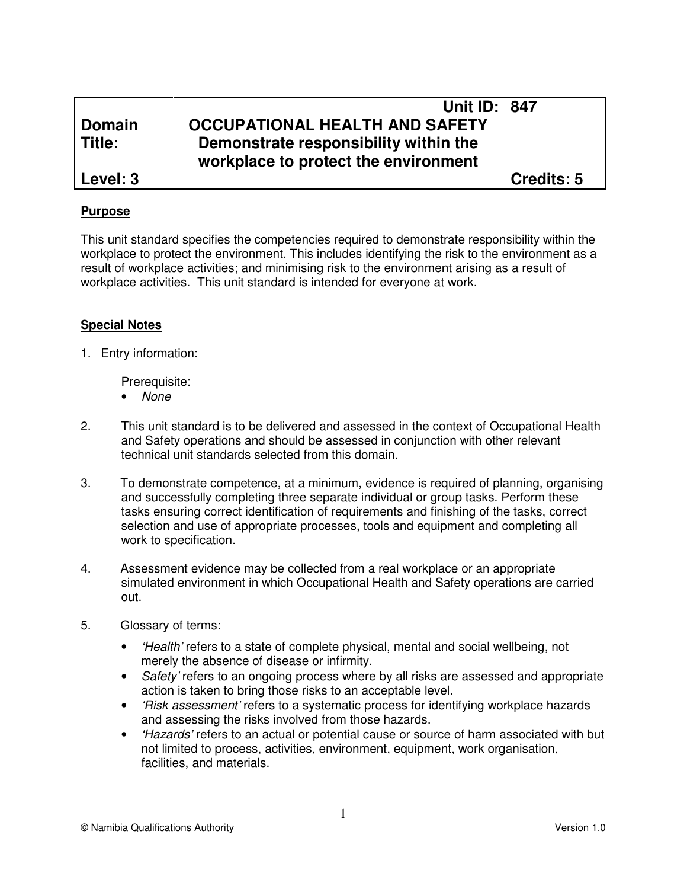| | Unit ID: 847 |
|---|---|
| **Domain** | **OCCUPATIONAL HEALTH AND SAFETY** |
| **Title:** | **Demonstrate responsibility within the workplace to protect the environment** |
| **Level: 3** | **Credits: 5** |

**Purpose**

This unit standard specifies the competencies required to demonstrate responsibility within the workplace to protect the environment. This includes identifying the risk to the environment as a result of workplace activities; and minimising risk to the environment arising as a result of workplace activities. This unit standard is intended for everyone at work.

**Special Notes**

1. Entry information:

   Prerequisite:
   - *None*

2. This unit standard is to be delivered and assessed in the context of Occupational Health and Safety operations and should be assessed in conjunction with other relevant technical unit standards selected from this domain.

3. To demonstrate competence, at a minimum, evidence is required of planning, organising and successfully completing three separate individual or group tasks. Perform these tasks ensuring correct identification of requirements and finishing of the tasks, correct selection and use of appropriate processes, tools and equipment and completing all work to specification.

4. Assessment evidence may be collected from a real workplace or an appropriate simulated environment in which Occupational Health and Safety operations are carried out.

5. Glossary of terms:
   - *'Health'* refers to a state of complete physical, mental and social wellbeing, not merely the absence of disease or infirmity.
   - *Safety'* refers to an ongoing process where by all risks are assessed and appropriate action is taken to bring those risks to an acceptable level.
   - *'Risk assessment'* refers to a systematic process for identifying workplace hazards and assessing the risks involved from those hazards.
   - *'Hazards'* refers to an actual or potential cause or source of harm associated with but not limited to process, activities, environment, equipment, work organisation, facilities, and materials.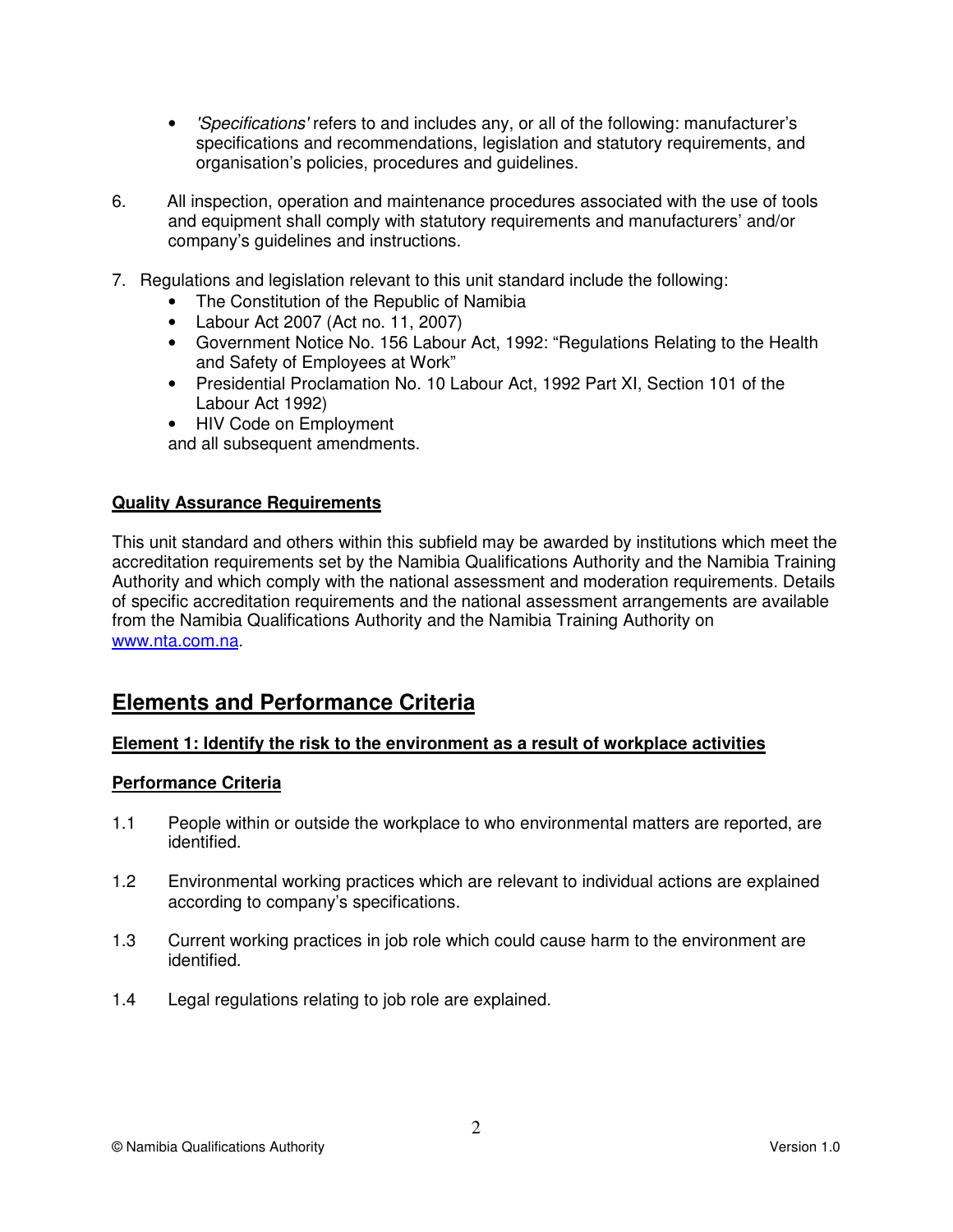- *'Specifications'* refers to and includes any, or all of the following: manufacturer's specifications and recommendations, legislation and statutory requirements, and organisation's policies, procedures and guidelines.

6. All inspection, operation and maintenance procedures associated with the use of tools and equipment shall comply with statutory requirements and manufacturers' and/or company's guidelines and instructions.

7. Regulations and legislation relevant to this unit standard include the following:
   - The Constitution of the Republic of Namibia
   - Labour Act 2007 (Act no. 11, 2007)
   - Government Notice No. 156 Labour Act, 1992: "Regulations Relating to the Health and Safety of Employees at Work"
   - Presidential Proclamation No. 10 Labour Act, 1992 Part XI, Section 101 of the Labour Act 1992)
   - HIV Code on Employment

   and all subsequent amendments.

**Quality Assurance Requirements**

This unit standard and others within this subfield may be awarded by institutions which meet the accreditation requirements set by the Namibia Qualifications Authority and the Namibia Training Authority and which comply with the national assessment and moderation requirements. Details of specific accreditation requirements and the national assessment arrangements are available from the Namibia Qualifications Authority and the Namibia Training Authority on www.nta.com.na.

## Elements and Performance Criteria

**Element 1: Identify the risk to the environment as a result of workplace activities**

**Performance Criteria**

1.1 People within or outside the workplace to who environmental matters are reported, are identified.

1.2 Environmental working practices which are relevant to individual actions are explained according to company's specifications.

1.3 Current working practices in job role which could cause harm to the environment are identified.

1.4 Legal regulations relating to job role are explained.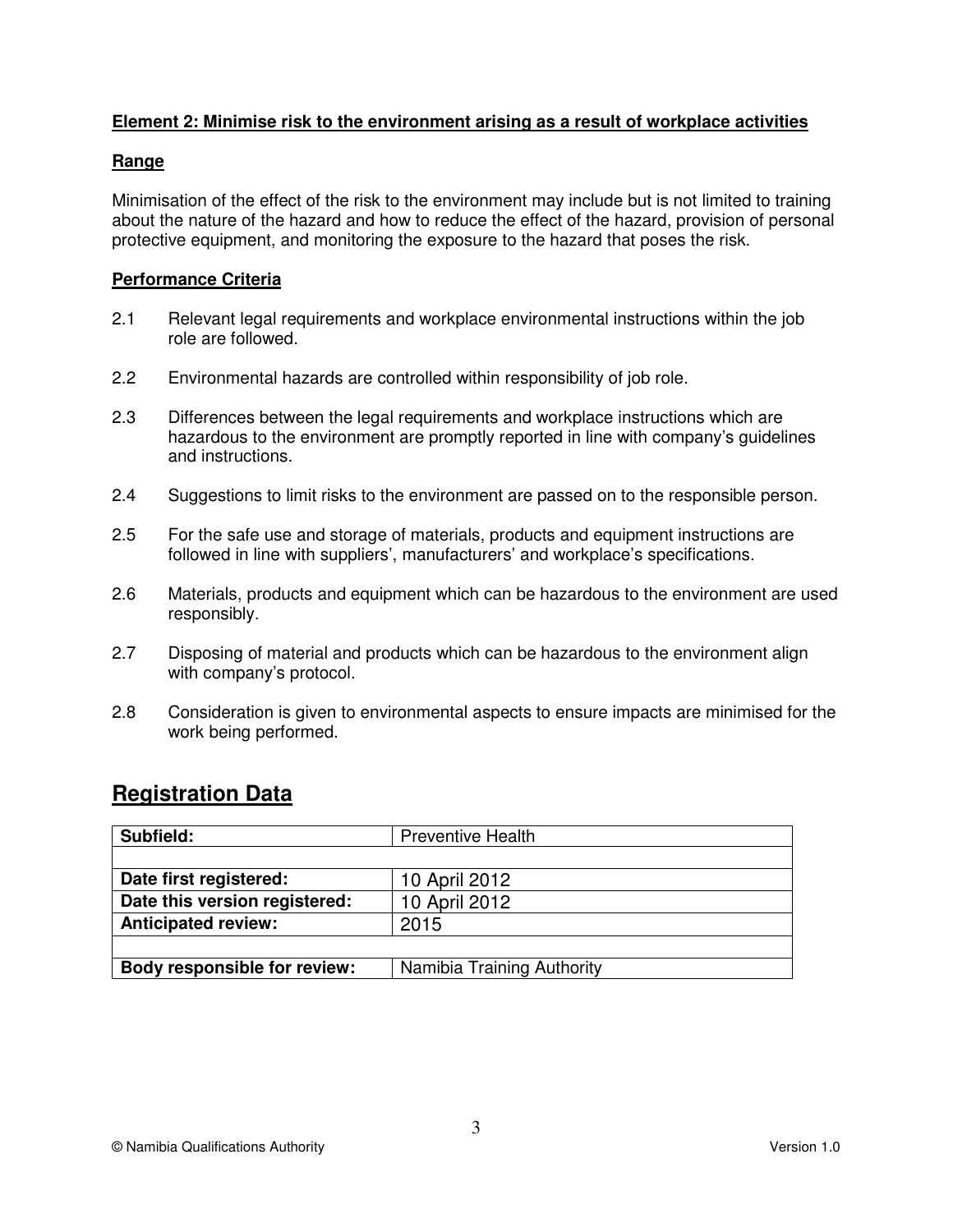**Element 2: Minimise risk to the environment arising as a result of workplace activities**

**Range**

Minimisation of the effect of the risk to the environment may include but is not limited to training about the nature of the hazard and how to reduce the effect of the hazard, provision of personal protective equipment, and monitoring the exposure to the hazard that poses the risk.

**Performance Criteria**

2.1 Relevant legal requirements and workplace environmental instructions within the job role are followed.

2.2 Environmental hazards are controlled within responsibility of job role.

2.3 Differences between the legal requirements and workplace instructions which are hazardous to the environment are promptly reported in line with company's guidelines and instructions.

2.4 Suggestions to limit risks to the environment are passed on to the responsible person.

2.5 For the safe use and storage of materials, products and equipment instructions are followed in line with suppliers', manufacturers' and workplace's specifications.

2.6 Materials, products and equipment which can be hazardous to the environment are used responsibly.

2.7 Disposing of material and products which can be hazardous to the environment align with company's protocol.

2.8 Consideration is given to environmental aspects to ensure impacts are minimised for the work being performed.

## Registration Data

| | |
|---|---|
| **Subfield:** | Preventive Health |
| | |
| **Date first registered:** | 10 April 2012 |
| **Date this version registered:** | 10 April 2012 |
| **Anticipated review:** | 2015 |
| | |
| **Body responsible for review:** | Namibia Training Authority |